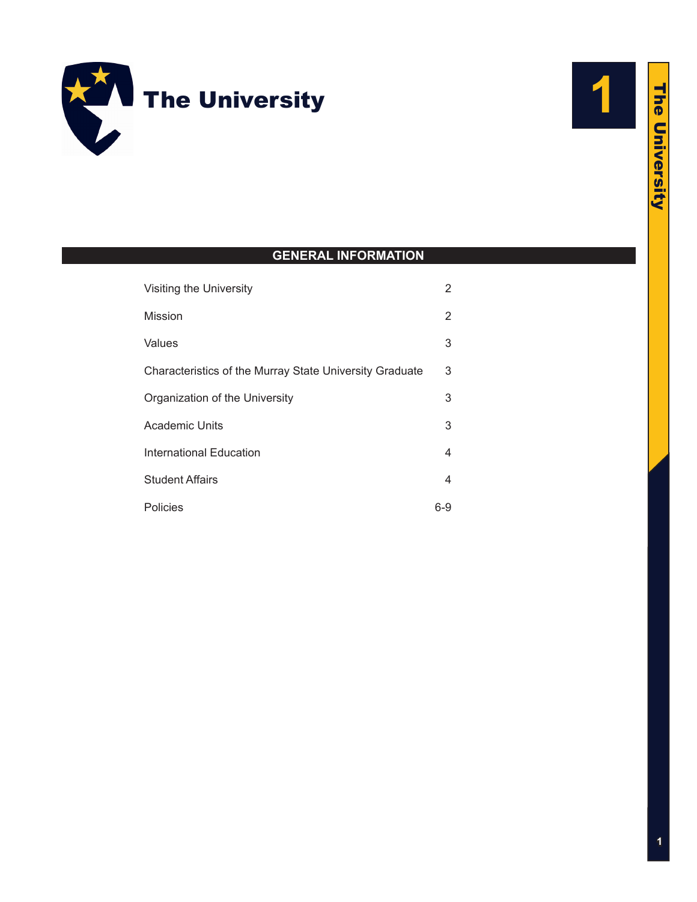# The University

## GENERAL INFORMATION

| | |
|---|---|
| Visiting the University | 2 |
| Mission | 2 |
| Values | 3 |
| Characteristics of the Murray State University Graduate | 3 |
| Organization of the University | 3 |
| Academic Units | 3 |
| International Education | 4 |
| Student Affairs | 4 |
| Policies | 6-9 |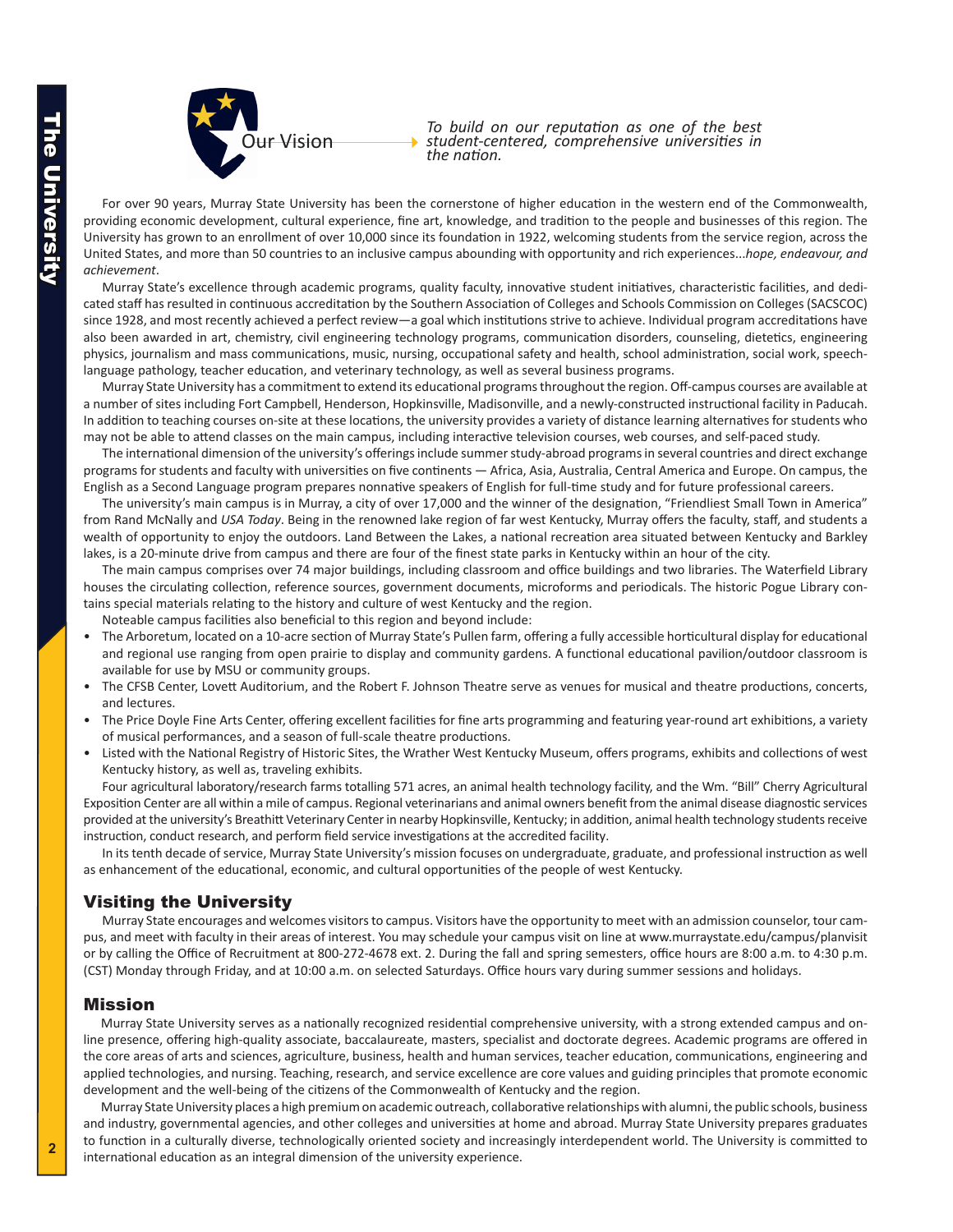**Our Vision** — *To build on our reputation as one of the best student-centered, comprehensive universities in the nation.*

For over 90 years, Murray State University has been the cornerstone of higher education in the western end of the Commonwealth, providing economic development, cultural experience, fine art, knowledge, and tradition to the people and businesses of this region. The University has grown to an enrollment of over 10,000 since its foundation in 1922, welcoming students from the service region, across the United States, and more than 50 countries to an inclusive campus abounding with opportunity and rich experiences...*hope, endeavour, and achievement*.

Murray State's excellence through academic programs, quality faculty, innovative student initiatives, characteristic facilities, and dedicated staff has resulted in continuous accreditation by the Southern Association of Colleges and Schools Commission on Colleges (SACSCOC) since 1928, and most recently achieved a perfect review—a goal which institutions strive to achieve. Individual program accreditations have also been awarded in art, chemistry, civil engineering technology programs, communication disorders, counseling, dietetics, engineering physics, journalism and mass communications, music, nursing, occupational safety and health, school administration, social work, speech-language pathology, teacher education, and veterinary technology, as well as several business programs.

Murray State University has a commitment to extend its educational programs throughout the region. Off-campus courses are available at a number of sites including Fort Campbell, Henderson, Hopkinsville, Madisonville, and a newly-constructed instructional facility in Paducah. In addition to teaching courses on-site at these locations, the university provides a variety of distance learning alternatives for students who may not be able to attend classes on the main campus, including interactive television courses, web courses, and self-paced study.

The international dimension of the university's offerings include summer study-abroad programs in several countries and direct exchange programs for students and faculty with universities on five continents — Africa, Asia, Australia, Central America and Europe. On campus, the English as a Second Language program prepares nonnative speakers of English for full-time study and for future professional careers.

The university's main campus is in Murray, a city of over 17,000 and the winner of the designation, "Friendliest Small Town in America" from Rand McNally and *USA Today*. Being in the renowned lake region of far west Kentucky, Murray offers the faculty, staff, and students a wealth of opportunity to enjoy the outdoors. Land Between the Lakes, a national recreation area situated between Kentucky and Barkley lakes, is a 20-minute drive from campus and there are four of the finest state parks in Kentucky within an hour of the city.

The main campus comprises over 74 major buildings, including classroom and office buildings and two libraries. The Waterfield Library houses the circulating collection, reference sources, government documents, microforms and periodicals. The historic Pogue Library contains special materials relating to the history and culture of west Kentucky and the region.

Noteable campus facilities also beneficial to this region and beyond include:

- The Arboretum, located on a 10-acre section of Murray State's Pullen farm, offering a fully accessible horticultural display for educational and regional use ranging from open prairie to display and community gardens. A functional educational pavilion/outdoor classroom is available for use by MSU or community groups.
- The CFSB Center, Lovett Auditorium, and the Robert F. Johnson Theatre serve as venues for musical and theatre productions, concerts, and lectures.
- The Price Doyle Fine Arts Center, offering excellent facilities for fine arts programming and featuring year-round art exhibitions, a variety of musical performances, and a season of full-scale theatre productions.
- Listed with the National Registry of Historic Sites, the Wrather West Kentucky Museum, offers programs, exhibits and collections of west Kentucky history, as well as, traveling exhibits.

Four agricultural laboratory/research farms totalling 571 acres, an animal health technology facility, and the Wm. "Bill" Cherry Agricultural Exposition Center are all within a mile of campus. Regional veterinarians and animal owners benefit from the animal disease diagnostic services provided at the university's Breathitt Veterinary Center in nearby Hopkinsville, Kentucky; in addition, animal health technology students receive instruction, conduct research, and perform field service investigations at the accredited facility.

In its tenth decade of service, Murray State University's mission focuses on undergraduate, graduate, and professional instruction as well as enhancement of the educational, economic, and cultural opportunities of the people of west Kentucky.

## Visiting the University

Murray State encourages and welcomes visitors to campus. Visitors have the opportunity to meet with an admission counselor, tour campus, and meet with faculty in their areas of interest. You may schedule your campus visit on line at www.murraystate.edu/campus/planvisit or by calling the Office of Recruitment at 800-272-4678 ext. 2. During the fall and spring semesters, office hours are 8:00 a.m. to 4:30 p.m. (CST) Monday through Friday, and at 10:00 a.m. on selected Saturdays. Office hours vary during summer sessions and holidays.

## Mission

Murray State University serves as a nationally recognized residential comprehensive university, with a strong extended campus and online presence, offering high-quality associate, baccalaureate, masters, specialist and doctorate degrees. Academic programs are offered in the core areas of arts and sciences, agriculture, business, health and human services, teacher education, communications, engineering and applied technologies, and nursing. Teaching, research, and service excellence are core values and guiding principles that promote economic development and the well-being of the citizens of the Commonwealth of Kentucky and the region.

Murray State University places a high premium on academic outreach, collaborative relationships with alumni, the public schools, business and industry, governmental agencies, and other colleges and universities at home and abroad. Murray State University prepares graduates to function in a culturally diverse, technologically oriented society and increasingly interdependent world. The University is committed to international education as an integral dimension of the university experience.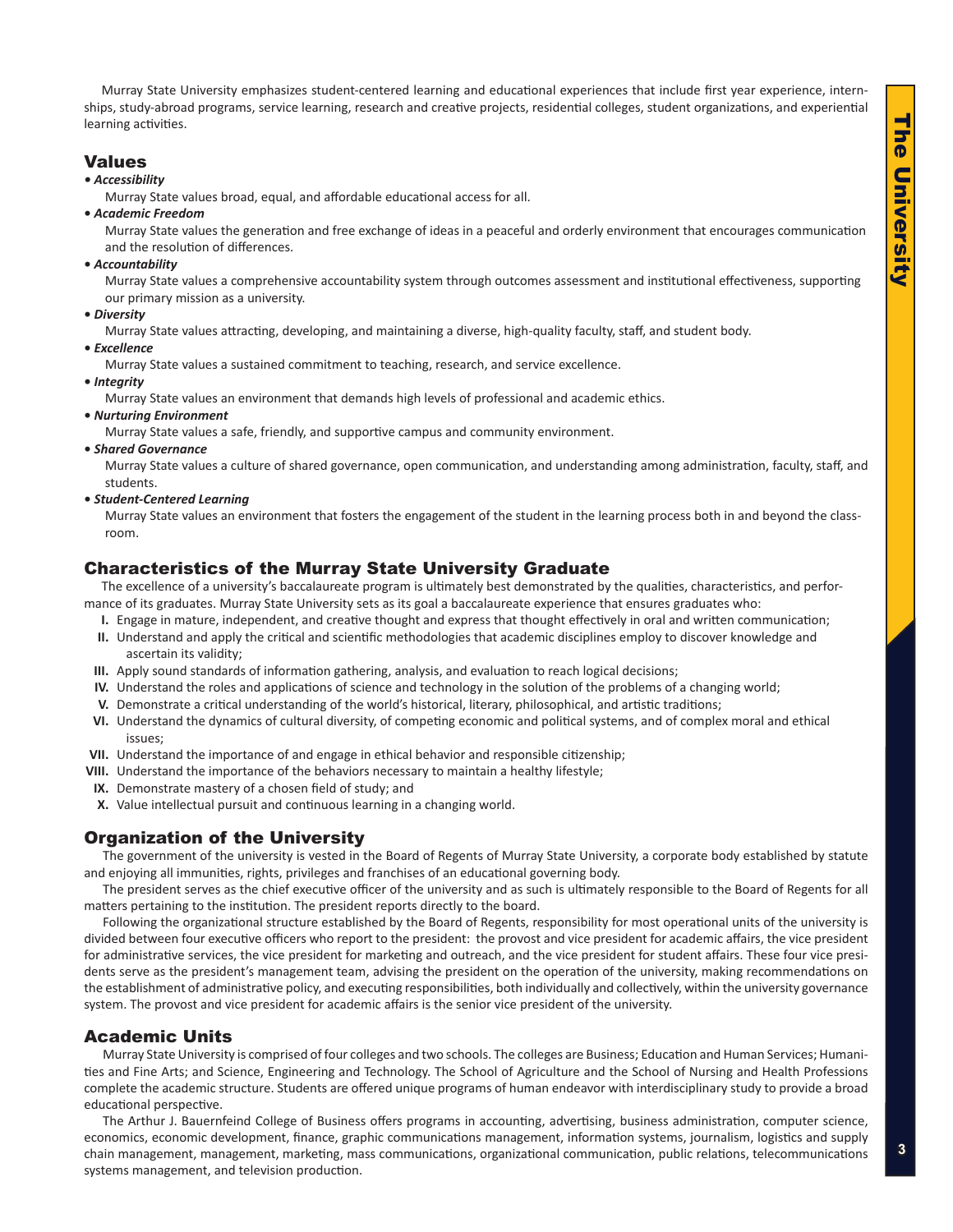Murray State University emphasizes student-centered learning and educational experiences that include first year experience, internships, study-abroad programs, service learning, research and creative projects, residential colleges, student organizations, and experiential learning activities.

## Values

- ***Accessibility***

  Murray State values broad, equal, and affordable educational access for all.
- ***Academic Freedom***

  Murray State values the generation and free exchange of ideas in a peaceful and orderly environment that encourages communication and the resolution of differences.
- ***Accountability***

  Murray State values a comprehensive accountability system through outcomes assessment and institutional effectiveness, supporting our primary mission as a university.
- ***Diversity***

  Murray State values attracting, developing, and maintaining a diverse, high-quality faculty, staff, and student body.
- ***Excellence***

  Murray State values a sustained commitment to teaching, research, and service excellence.
- ***Integrity***

  Murray State values an environment that demands high levels of professional and academic ethics.
- ***Nurturing Environment***

  Murray State values a safe, friendly, and supportive campus and community environment.
- ***Shared Governance***

  Murray State values a culture of shared governance, open communication, and understanding among administration, faculty, staff, and students.
- ***Student-Centered Learning***

  Murray State values an environment that fosters the engagement of the student in the learning process both in and beyond the classroom.

## Characteristics of the Murray State University Graduate

The excellence of a university's baccalaureate program is ultimately best demonstrated by the qualities, characteristics, and performance of its graduates. Murray State University sets as its goal a baccalaureate experience that ensures graduates who:

**I.** Engage in mature, independent, and creative thought and express that thought effectively in oral and written communication;

**II.** Understand and apply the critical and scientific methodologies that academic disciplines employ to discover knowledge and ascertain its validity;

**III.** Apply sound standards of information gathering, analysis, and evaluation to reach logical decisions;

**IV.** Understand the roles and applications of science and technology in the solution of the problems of a changing world;

**V.** Demonstrate a critical understanding of the world's historical, literary, philosophical, and artistic traditions;

**VI.** Understand the dynamics of cultural diversity, of competing economic and political systems, and of complex moral and ethical issues;

**VII.** Understand the importance of and engage in ethical behavior and responsible citizenship;

**VIII.** Understand the importance of the behaviors necessary to maintain a healthy lifestyle;

**IX.** Demonstrate mastery of a chosen field of study; and

**X.** Value intellectual pursuit and continuous learning in a changing world.

## Organization of the University

The government of the university is vested in the Board of Regents of Murray State University, a corporate body established by statute and enjoying all immunities, rights, privileges and franchises of an educational governing body.

The president serves as the chief executive officer of the university and as such is ultimately responsible to the Board of Regents for all matters pertaining to the institution. The president reports directly to the board.

Following the organizational structure established by the Board of Regents, responsibility for most operational units of the university is divided between four executive officers who report to the president: the provost and vice president for academic affairs, the vice president for administrative services, the vice president for marketing and outreach, and the vice president for student affairs. These four vice presidents serve as the president's management team, advising the president on the operation of the university, making recommendations on the establishment of administrative policy, and executing responsibilities, both individually and collectively, within the university governance system. The provost and vice president for academic affairs is the senior vice president of the university.

## Academic Units

Murray State University is comprised of four colleges and two schools. The colleges are Business; Education and Human Services; Humanities and Fine Arts; and Science, Engineering and Technology. The School of Agriculture and the School of Nursing and Health Professions complete the academic structure. Students are offered unique programs of human endeavor with interdisciplinary study to provide a broad educational perspective.

The Arthur J. Bauernfeind College of Business offers programs in accounting, advertising, business administration, computer science, economics, economic development, finance, graphic communications management, information systems, journalism, logistics and supply chain management, management, marketing, mass communications, organizational communication, public relations, telecommunications systems management, and television production.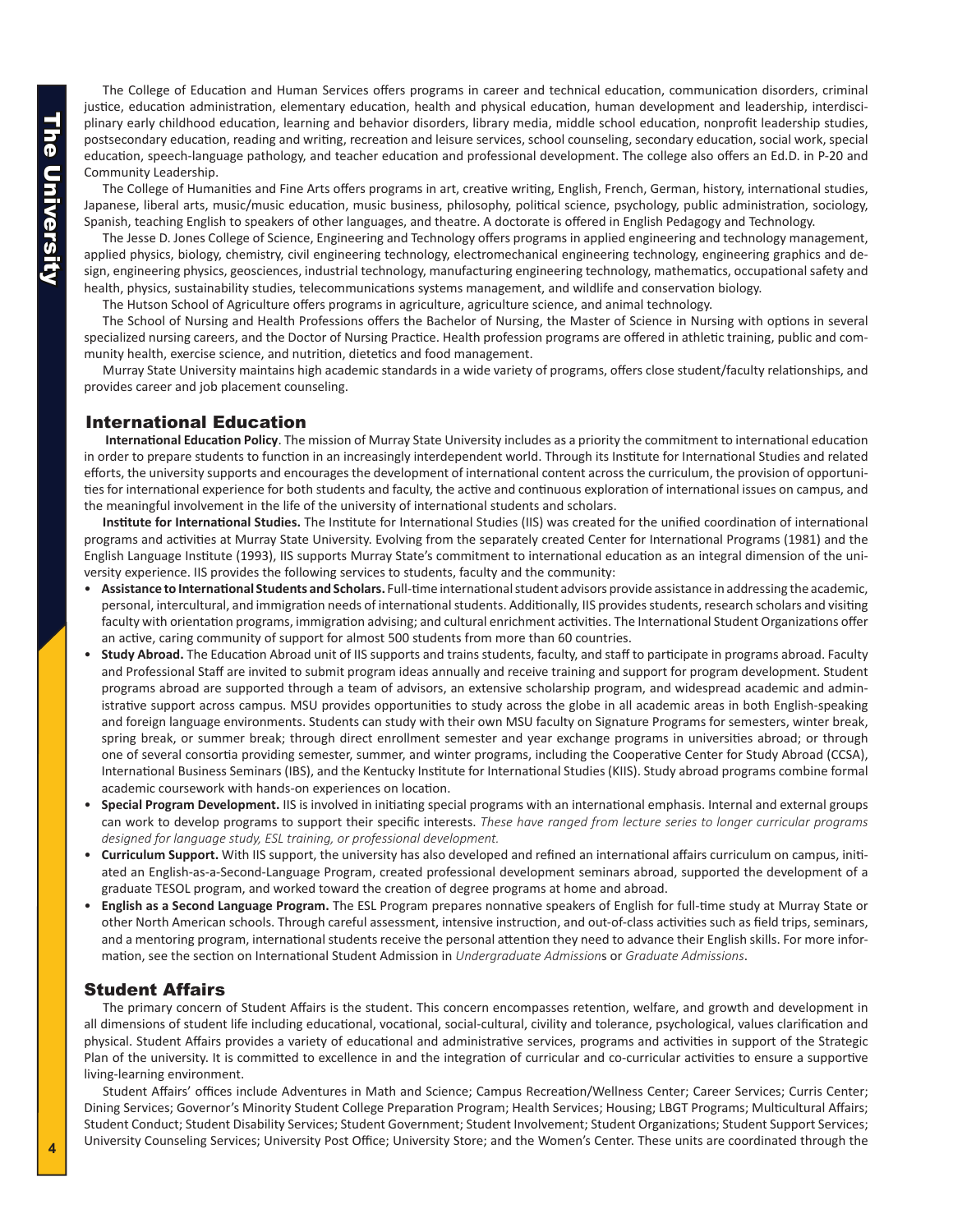The College of Education and Human Services offers programs in career and technical education, communication disorders, criminal justice, education administration, elementary education, health and physical education, human development and leadership, interdisciplinary early childhood education, learning and behavior disorders, library media, middle school education, nonprofit leadership studies, postsecondary education, reading and writing, recreation and leisure services, school counseling, secondary education, social work, special education, speech-language pathology, and teacher education and professional development. The college also offers an Ed.D. in P-20 and Community Leadership.

The College of Humanities and Fine Arts offers programs in art, creative writing, English, French, German, history, international studies, Japanese, liberal arts, music/music education, music business, philosophy, political science, psychology, public administration, sociology, Spanish, teaching English to speakers of other languages, and theatre. A doctorate is offered in English Pedagogy and Technology.

The Jesse D. Jones College of Science, Engineering and Technology offers programs in applied engineering and technology management, applied physics, biology, chemistry, civil engineering technology, electromechanical engineering technology, engineering graphics and design, engineering physics, geosciences, industrial technology, manufacturing engineering technology, mathematics, occupational safety and health, physics, sustainability studies, telecommunications systems management, and wildlife and conservation biology.

The Hutson School of Agriculture offers programs in agriculture, agriculture science, and animal technology.

The School of Nursing and Health Professions offers the Bachelor of Nursing, the Master of Science in Nursing with options in several specialized nursing careers, and the Doctor of Nursing Practice. Health profession programs are offered in athletic training, public and community health, exercise science, and nutrition, dietetics and food management.

Murray State University maintains high academic standards in a wide variety of programs, offers close student/faculty relationships, and provides career and job placement counseling.

## International Education

**International Education Policy**. The mission of Murray State University includes as a priority the commitment to international education in order to prepare students to function in an increasingly interdependent world. Through its Institute for International Studies and related efforts, the university supports and encourages the development of international content across the curriculum, the provision of opportunities for international experience for both students and faculty, the active and continuous exploration of international issues on campus, and the meaningful involvement in the life of the university of international students and scholars.

**Institute for International Studies.** The Institute for International Studies (IIS) was created for the unified coordination of international programs and activities at Murray State University. Evolving from the separately created Center for International Programs (1981) and the English Language Institute (1993), IIS supports Murray State's commitment to international education as an integral dimension of the university experience. IIS provides the following services to students, faculty and the community:

- **Assistance to International Students and Scholars.** Full-time international student advisors provide assistance in addressing the academic, personal, intercultural, and immigration needs of international students. Additionally, IIS provides students, research scholars and visiting faculty with orientation programs, immigration advising; and cultural enrichment activities. The International Student Organizations offer an active, caring community of support for almost 500 students from more than 60 countries.
- **Study Abroad.** The Education Abroad unit of IIS supports and trains students, faculty, and staff to participate in programs abroad. Faculty and Professional Staff are invited to submit program ideas annually and receive training and support for program development. Student programs abroad are supported through a team of advisors, an extensive scholarship program, and widespread academic and administrative support across campus. MSU provides opportunities to study across the globe in all academic areas in both English-speaking and foreign language environments. Students can study with their own MSU faculty on Signature Programs for semesters, winter break, spring break, or summer break; through direct enrollment semester and year exchange programs in universities abroad; or through one of several consortia providing semester, summer, and winter programs, including the Cooperative Center for Study Abroad (CCSA), International Business Seminars (IBS), and the Kentucky Institute for International Studies (KIIS). Study abroad programs combine formal academic coursework with hands-on experiences on location.
- **Special Program Development.** IIS is involved in initiating special programs with an international emphasis. Internal and external groups can work to develop programs to support their specific interests. *These have ranged from lecture series to longer curricular programs designed for language study, ESL training, or professional development.*
- **Curriculum Support.** With IIS support, the university has also developed and refined an international affairs curriculum on campus, initiated an English-as-a-Second-Language Program, created professional development seminars abroad, supported the development of a graduate TESOL program, and worked toward the creation of degree programs at home and abroad.
- **English as a Second Language Program.** The ESL Program prepares nonnative speakers of English for full-time study at Murray State or other North American schools. Through careful assessment, intensive instruction, and out-of-class activities such as field trips, seminars, and a mentoring program, international students receive the personal attention they need to advance their English skills. For more information, see the section on International Student Admission in *Undergraduate Admissions* or *Graduate Admissions*.

## Student Affairs

The primary concern of Student Affairs is the student. This concern encompasses retention, welfare, and growth and development in all dimensions of student life including educational, vocational, social-cultural, civility and tolerance, psychological, values clarification and physical. Student Affairs provides a variety of educational and administrative services, programs and activities in support of the Strategic Plan of the university. It is committed to excellence in and the integration of curricular and co-curricular activities to ensure a supportive living-learning environment.

Student Affairs' offices include Adventures in Math and Science; Campus Recreation/Wellness Center; Career Services; Curris Center; Dining Services; Governor's Minority Student College Preparation Program; Health Services; Housing; LBGT Programs; Multicultural Affairs; Student Conduct; Student Disability Services; Student Government; Student Involvement; Student Organizations; Student Support Services; University Counseling Services; University Post Office; University Store; and the Women's Center. These units are coordinated through the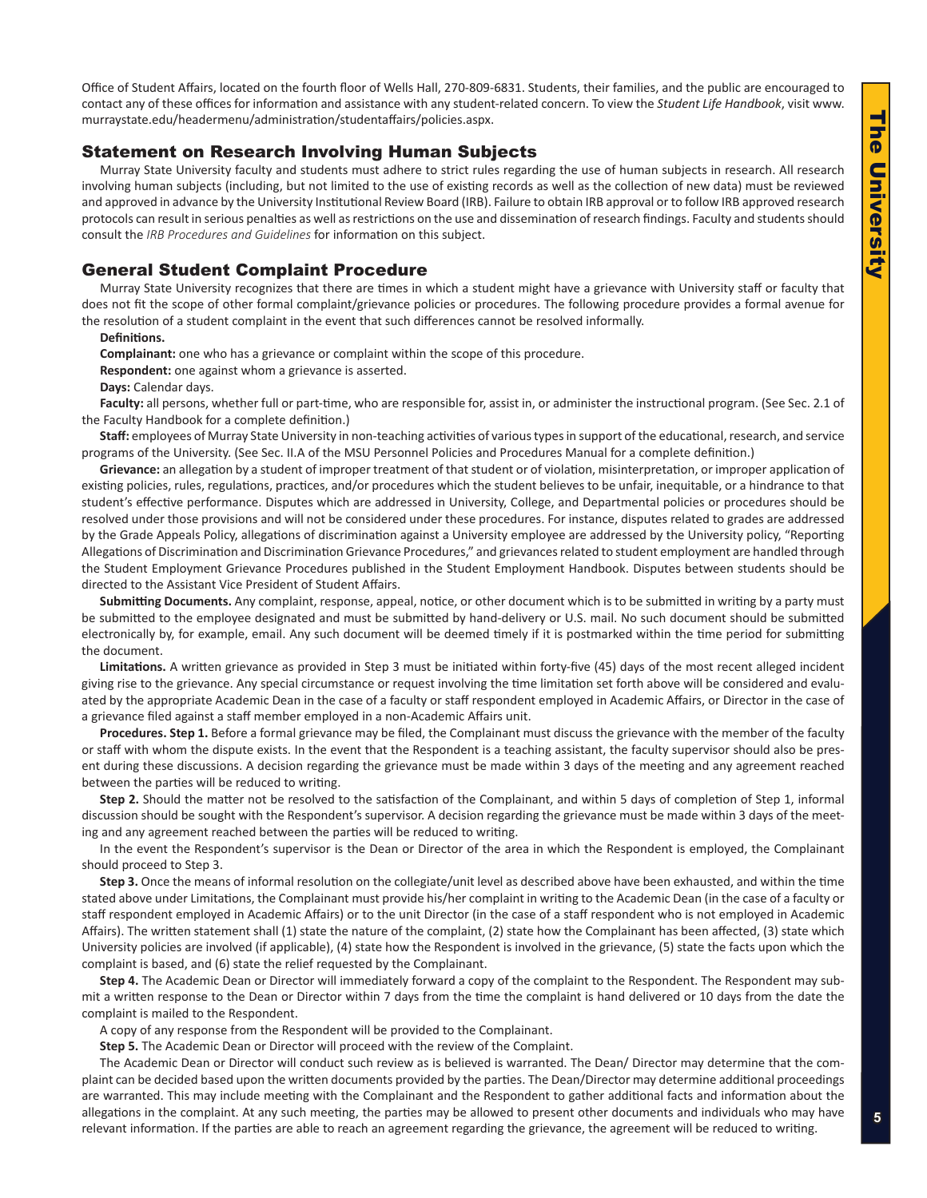Office of Student Affairs, located on the fourth floor of Wells Hall, 270-809-6831. Students, their families, and the public are encouraged to contact any of these offices for information and assistance with any student-related concern. To view the *Student Life Handbook*, visit www.murraystate.edu/headermenu/administration/studentaffairs/policies.aspx.

## Statement on Research Involving Human Subjects

Murray State University faculty and students must adhere to strict rules regarding the use of human subjects in research. All research involving human subjects (including, but not limited to the use of existing records as well as the collection of new data) must be reviewed and approved in advance by the University Institutional Review Board (IRB). Failure to obtain IRB approval or to follow IRB approved research protocols can result in serious penalties as well as restrictions on the use and dissemination of research findings. Faculty and students should consult the *IRB Procedures and Guidelines* for information on this subject.

## General Student Complaint Procedure

Murray State University recognizes that there are times in which a student might have a grievance with University staff or faculty that does not fit the scope of other formal complaint/grievance policies or procedures. The following procedure provides a formal avenue for the resolution of a student complaint in the event that such differences cannot be resolved informally.

**Definitions.**

**Complainant:** one who has a grievance or complaint within the scope of this procedure.

**Respondent:** one against whom a grievance is asserted.

**Days:** Calendar days.

**Faculty:** all persons, whether full or part-time, who are responsible for, assist in, or administer the instructional program. (See Sec. 2.1 of the Faculty Handbook for a complete definition.)

**Staff:** employees of Murray State University in non-teaching activities of various types in support of the educational, research, and service programs of the University. (See Sec. II.A of the MSU Personnel Policies and Procedures Manual for a complete definition.)

**Grievance:** an allegation by a student of improper treatment of that student or of violation, misinterpretation, or improper application of existing policies, rules, regulations, practices, and/or procedures which the student believes to be unfair, inequitable, or a hindrance to that student's effective performance. Disputes which are addressed in University, College, and Departmental policies or procedures should be resolved under those provisions and will not be considered under these procedures. For instance, disputes related to grades are addressed by the Grade Appeals Policy, allegations of discrimination against a University employee are addressed by the University policy, "Reporting Allegations of Discrimination and Discrimination Grievance Procedures," and grievances related to student employment are handled through the Student Employment Grievance Procedures published in the Student Employment Handbook. Disputes between students should be directed to the Assistant Vice President of Student Affairs.

**Submitting Documents.** Any complaint, response, appeal, notice, or other document which is to be submitted in writing by a party must be submitted to the employee designated and must be submitted by hand-delivery or U.S. mail. No such document should be submitted electronically by, for example, email. Any such document will be deemed timely if it is postmarked within the time period for submitting the document.

**Limitations.** A written grievance as provided in Step 3 must be initiated within forty-five (45) days of the most recent alleged incident giving rise to the grievance. Any special circumstance or request involving the time limitation set forth above will be considered and evaluated by the appropriate Academic Dean in the case of a faculty or staff respondent employed in Academic Affairs, or Director in the case of a grievance filed against a staff member employed in a non-Academic Affairs unit.

**Procedures. Step 1.** Before a formal grievance may be filed, the Complainant must discuss the grievance with the member of the faculty or staff with whom the dispute exists. In the event that the Respondent is a teaching assistant, the faculty supervisor should also be present during these discussions. A decision regarding the grievance must be made within 3 days of the meeting and any agreement reached between the parties will be reduced to writing.

**Step 2.** Should the matter not be resolved to the satisfaction of the Complainant, and within 5 days of completion of Step 1, informal discussion should be sought with the Respondent's supervisor. A decision regarding the grievance must be made within 3 days of the meeting and any agreement reached between the parties will be reduced to writing.

In the event the Respondent's supervisor is the Dean or Director of the area in which the Respondent is employed, the Complainant should proceed to Step 3.

**Step 3.** Once the means of informal resolution on the collegiate/unit level as described above have been exhausted, and within the time stated above under Limitations, the Complainant must provide his/her complaint in writing to the Academic Dean (in the case of a faculty or staff respondent employed in Academic Affairs) or to the unit Director (in the case of a staff respondent who is not employed in Academic Affairs). The written statement shall (1) state the nature of the complaint, (2) state how the Complainant has been affected, (3) state which University policies are involved (if applicable), (4) state how the Respondent is involved in the grievance, (5) state the facts upon which the complaint is based, and (6) state the relief requested by the Complainant.

**Step 4.** The Academic Dean or Director will immediately forward a copy of the complaint to the Respondent. The Respondent may submit a written response to the Dean or Director within 7 days from the time the complaint is hand delivered or 10 days from the date the complaint is mailed to the Respondent.

A copy of any response from the Respondent will be provided to the Complainant.

**Step 5.** The Academic Dean or Director will proceed with the review of the Complaint.

The Academic Dean or Director will conduct such review as is believed is warranted. The Dean/ Director may determine that the complaint can be decided based upon the written documents provided by the parties. The Dean/Director may determine additional proceedings are warranted. This may include meeting with the Complainant and the Respondent to gather additional facts and information about the allegations in the complaint. At any such meeting, the parties may be allowed to present other documents and individuals who may have relevant information. If the parties are able to reach an agreement regarding the grievance, the agreement will be reduced to writing.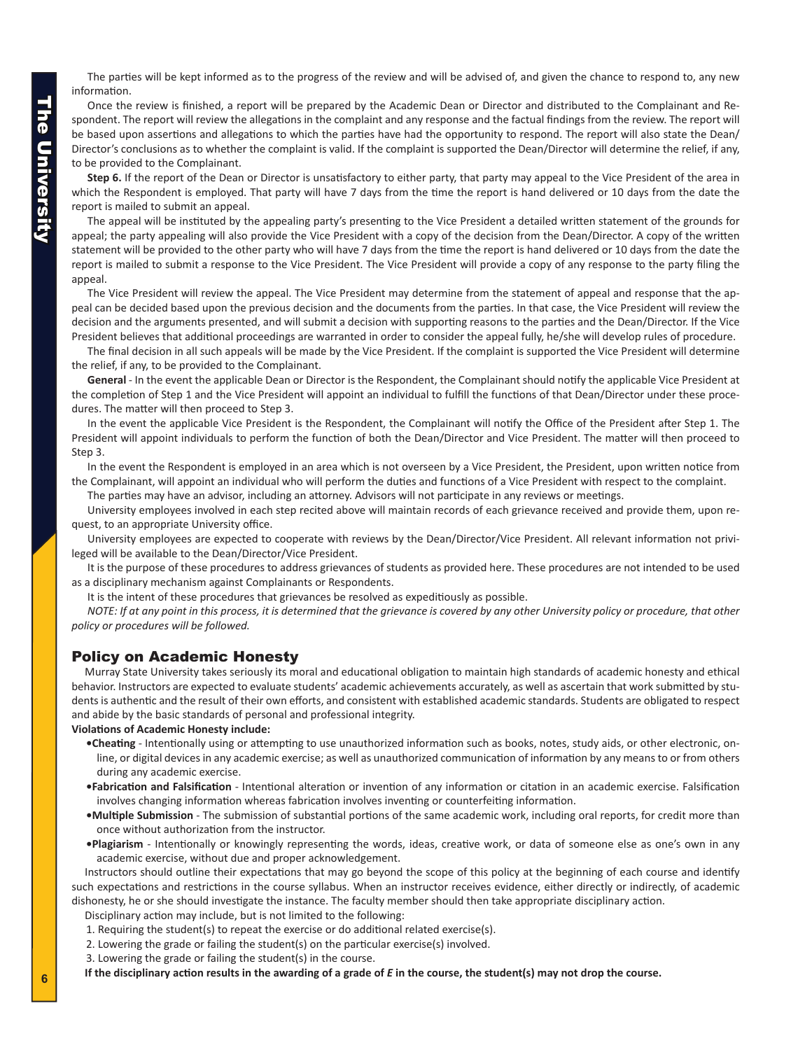The parties will be kept informed as to the progress of the review and will be advised of, and given the chance to respond to, any new information.

Once the review is finished, a report will be prepared by the Academic Dean or Director and distributed to the Complainant and Respondent. The report will review the allegations in the complaint and any response and the factual findings from the review. The report will be based upon assertions and allegations to which the parties have had the opportunity to respond. The report will also state the Dean/Director's conclusions as to whether the complaint is valid. If the complaint is supported the Dean/Director will determine the relief, if any, to be provided to the Complainant.

**Step 6.** If the report of the Dean or Director is unsatisfactory to either party, that party may appeal to the Vice President of the area in which the Respondent is employed. That party will have 7 days from the time the report is hand delivered or 10 days from the date the report is mailed to submit an appeal.

The appeal will be instituted by the appealing party's presenting to the Vice President a detailed written statement of the grounds for appeal; the party appealing will also provide the Vice President with a copy of the decision from the Dean/Director. A copy of the written statement will be provided to the other party who will have 7 days from the time the report is hand delivered or 10 days from the date the report is mailed to submit a response to the Vice President. The Vice President will provide a copy of any response to the party filing the appeal.

The Vice President will review the appeal. The Vice President may determine from the statement of appeal and response that the appeal can be decided based upon the previous decision and the documents from the parties. In that case, the Vice President will review the decision and the arguments presented, and will submit a decision with supporting reasons to the parties and the Dean/Director. If the Vice President believes that additional proceedings are warranted in order to consider the appeal fully, he/she will develop rules of procedure.

The final decision in all such appeals will be made by the Vice President. If the complaint is supported the Vice President will determine the relief, if any, to be provided to the Complainant.

**General** - In the event the applicable Dean or Director is the Respondent, the Complainant should notify the applicable Vice President at the completion of Step 1 and the Vice President will appoint an individual to fulfill the functions of that Dean/Director under these procedures. The matter will then proceed to Step 3.

In the event the applicable Vice President is the Respondent, the Complainant will notify the Office of the President after Step 1. The President will appoint individuals to perform the function of both the Dean/Director and Vice President. The matter will then proceed to Step 3.

In the event the Respondent is employed in an area which is not overseen by a Vice President, the President, upon written notice from the Complainant, will appoint an individual who will perform the duties and functions of a Vice President with respect to the complaint.

The parties may have an advisor, including an attorney. Advisors will not participate in any reviews or meetings.

University employees involved in each step recited above will maintain records of each grievance received and provide them, upon request, to an appropriate University office.

University employees are expected to cooperate with reviews by the Dean/Director/Vice President. All relevant information not privileged will be available to the Dean/Director/Vice President.

It is the purpose of these procedures to address grievances of students as provided here. These procedures are not intended to be used as a disciplinary mechanism against Complainants or Respondents.

It is the intent of these procedures that grievances be resolved as expeditiously as possible.

*NOTE: If at any point in this process, it is determined that the grievance is covered by any other University policy or procedure, that other policy or procedures will be followed.*

## Policy on Academic Honesty

Murray State University takes seriously its moral and educational obligation to maintain high standards of academic honesty and ethical behavior. Instructors are expected to evaluate students' academic achievements accurately, as well as ascertain that work submitted by students is authentic and the result of their own efforts, and consistent with established academic standards. Students are obligated to respect and abide by the basic standards of personal and professional integrity.

**Violations of Academic Honesty include:**

- **Cheating** - Intentionally using or attempting to use unauthorized information such as books, notes, study aids, or other electronic, online, or digital devices in any academic exercise; as well as unauthorized communication of information by any means to or from others during any academic exercise.
- **Fabrication and Falsification** - Intentional alteration or invention of any information or citation in an academic exercise. Falsification involves changing information whereas fabrication involves inventing or counterfeiting information.
- **Multiple Submission** - The submission of substantial portions of the same academic work, including oral reports, for credit more than once without authorization from the instructor.
- **Plagiarism** - Intentionally or knowingly representing the words, ideas, creative work, or data of someone else as one's own in any academic exercise, without due and proper acknowledgement.

Instructors should outline their expectations that may go beyond the scope of this policy at the beginning of each course and identify such expectations and restrictions in the course syllabus. When an instructor receives evidence, either directly or indirectly, of academic dishonesty, he or she should investigate the instance. The faculty member should then take appropriate disciplinary action.

Disciplinary action may include, but is not limited to the following:

1. Requiring the student(s) to repeat the exercise or do additional related exercise(s).
2. Lowering the grade or failing the student(s) on the particular exercise(s) involved.
3. Lowering the grade or failing the student(s) in the course.

**If the disciplinary action results in the awarding of a grade of *E* in the course, the student(s) may not drop the course.**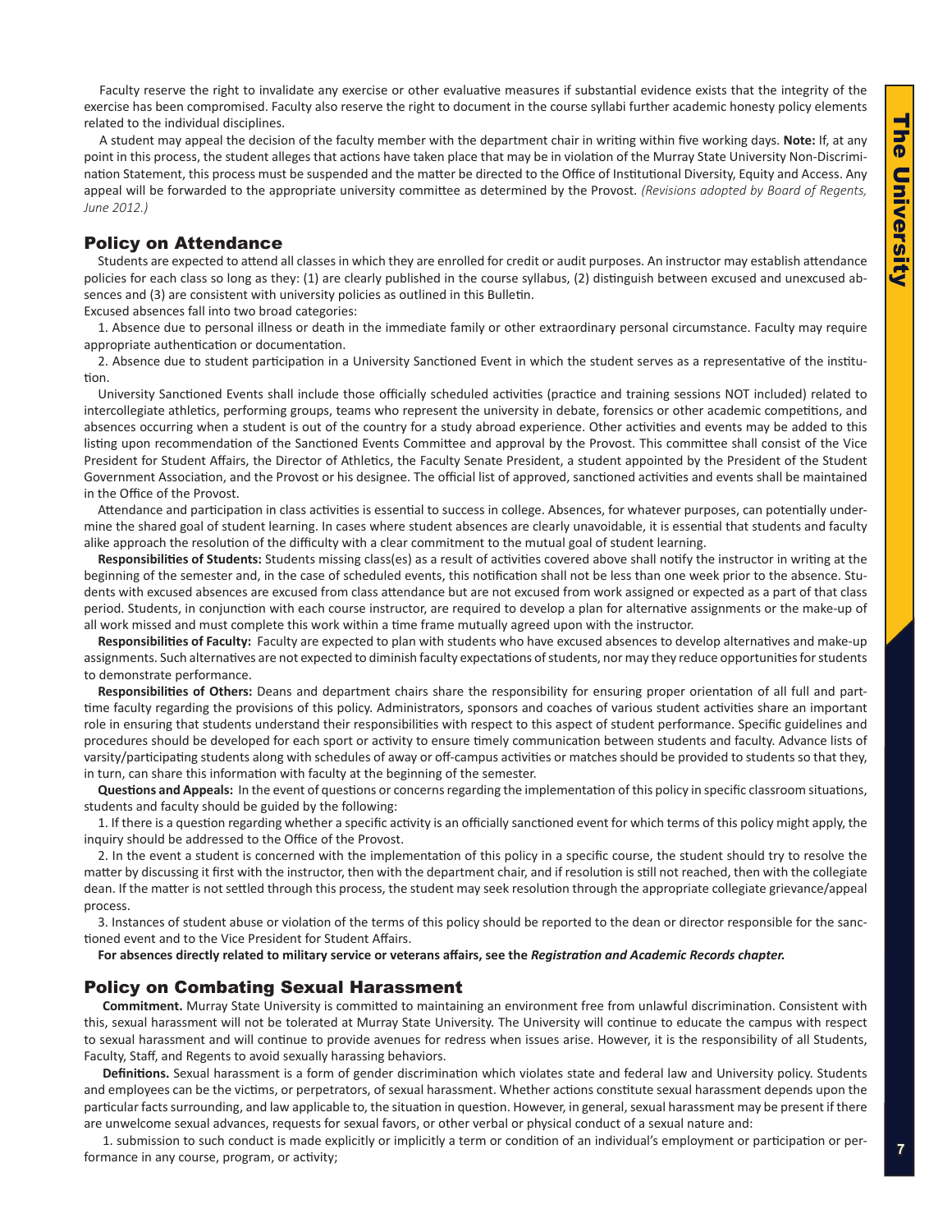Faculty reserve the right to invalidate any exercise or other evaluative measures if substantial evidence exists that the integrity of the exercise has been compromised. Faculty also reserve the right to document in the course syllabi further academic honesty policy elements related to the individual disciplines.

A student may appeal the decision of the faculty member with the department chair in writing within five working days. **Note:** If, at any point in this process, the student alleges that actions have taken place that may be in violation of the Murray State University Non-Discrimination Statement, this process must be suspended and the matter be directed to the Office of Institutional Diversity, Equity and Access. Any appeal will be forwarded to the appropriate university committee as determined by the Provost. *(Revisions adopted by Board of Regents, June 2012.)*

## Policy on Attendance

Students are expected to attend all classes in which they are enrolled for credit or audit purposes. An instructor may establish attendance policies for each class so long as they: (1) are clearly published in the course syllabus, (2) distinguish between excused and unexcused absences and (3) are consistent with university policies as outlined in this Bulletin.

Excused absences fall into two broad categories:

1. Absence due to personal illness or death in the immediate family or other extraordinary personal circumstance. Faculty may require appropriate authentication or documentation.

2. Absence due to student participation in a University Sanctioned Event in which the student serves as a representative of the institution.

University Sanctioned Events shall include those officially scheduled activities (practice and training sessions NOT included) related to intercollegiate athletics, performing groups, teams who represent the university in debate, forensics or other academic competitions, and absences occurring when a student is out of the country for a study abroad experience. Other activities and events may be added to this listing upon recommendation of the Sanctioned Events Committee and approval by the Provost. This committee shall consist of the Vice President for Student Affairs, the Director of Athletics, the Faculty Senate President, a student appointed by the President of the Student Government Association, and the Provost or his designee. The official list of approved, sanctioned activities and events shall be maintained in the Office of the Provost.

Attendance and participation in class activities is essential to success in college. Absences, for whatever purposes, can potentially undermine the shared goal of student learning. In cases where student absences are clearly unavoidable, it is essential that students and faculty alike approach the resolution of the difficulty with a clear commitment to the mutual goal of student learning.

**Responsibilities of Students:** Students missing class(es) as a result of activities covered above shall notify the instructor in writing at the beginning of the semester and, in the case of scheduled events, this notification shall not be less than one week prior to the absence. Students with excused absences are excused from class attendance but are not excused from work assigned or expected as a part of that class period. Students, in conjunction with each course instructor, are required to develop a plan for alternative assignments or the make-up of all work missed and must complete this work within a time frame mutually agreed upon with the instructor.

**Responsibilities of Faculty:** Faculty are expected to plan with students who have excused absences to develop alternatives and make-up assignments. Such alternatives are not expected to diminish faculty expectations of students, nor may they reduce opportunities for students to demonstrate performance.

**Responsibilities of Others:** Deans and department chairs share the responsibility for ensuring proper orientation of all full and part-time faculty regarding the provisions of this policy. Administrators, sponsors and coaches of various student activities share an important role in ensuring that students understand their responsibilities with respect to this aspect of student performance. Specific guidelines and procedures should be developed for each sport or activity to ensure timely communication between students and faculty. Advance lists of varsity/participating students along with schedules of away or off-campus activities or matches should be provided to students so that they, in turn, can share this information with faculty at the beginning of the semester.

**Questions and Appeals:** In the event of questions or concerns regarding the implementation of this policy in specific classroom situations, students and faculty should be guided by the following:

1. If there is a question regarding whether a specific activity is an officially sanctioned event for which terms of this policy might apply, the inquiry should be addressed to the Office of the Provost.

2. In the event a student is concerned with the implementation of this policy in a specific course, the student should try to resolve the matter by discussing it first with the instructor, then with the department chair, and if resolution is still not reached, then with the collegiate dean. If the matter is not settled through this process, the student may seek resolution through the appropriate collegiate grievance/appeal process.

3. Instances of student abuse or violation of the terms of this policy should be reported to the dean or director responsible for the sanctioned event and to the Vice President for Student Affairs.

**For absences directly related to military service or veterans affairs, see the *Registration and Academic Records chapter.***

## Policy on Combating Sexual Harassment

**Commitment.** Murray State University is committed to maintaining an environment free from unlawful discrimination. Consistent with this, sexual harassment will not be tolerated at Murray State University. The University will continue to educate the campus with respect to sexual harassment and will continue to provide avenues for redress when issues arise. However, it is the responsibility of all Students, Faculty, Staff, and Regents to avoid sexually harassing behaviors.

**Definitions.** Sexual harassment is a form of gender discrimination which violates state and federal law and University policy. Students and employees can be the victims, or perpetrators, of sexual harassment. Whether actions constitute sexual harassment depends upon the particular facts surrounding, and law applicable to, the situation in question. However, in general, sexual harassment may be present if there are unwelcome sexual advances, requests for sexual favors, or other verbal or physical conduct of a sexual nature and:

1. submission to such conduct is made explicitly or implicitly a term or condition of an individual's employment or participation or performance in any course, program, or activity;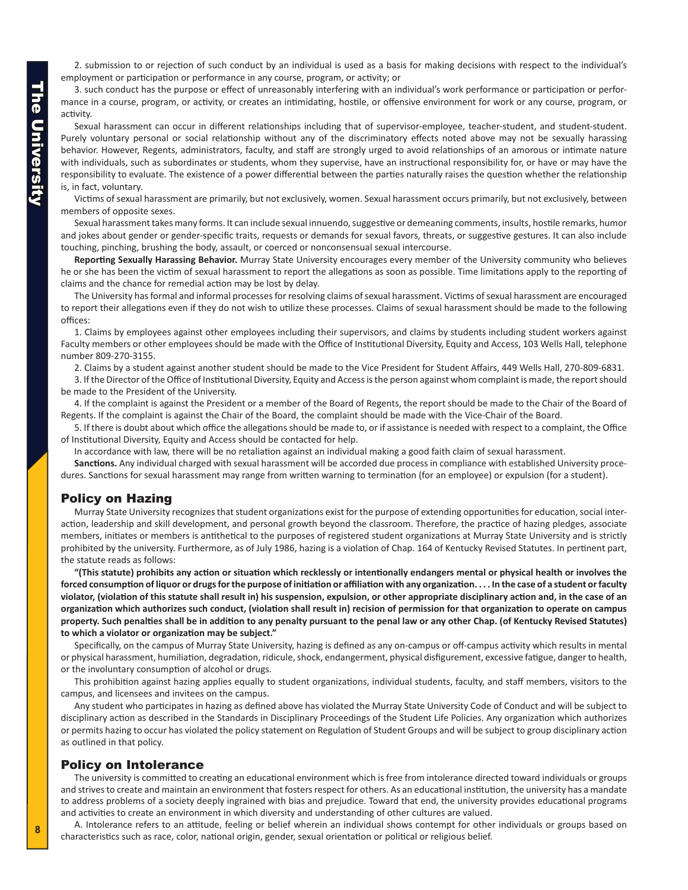2. submission to or rejection of such conduct by an individual is used as a basis for making decisions with respect to the individual's employment or participation or performance in any course, program, or activity; or

3. such conduct has the purpose or effect of unreasonably interfering with an individual's work performance or participation or performance in a course, program, or activity, or creates an intimidating, hostile, or offensive environment for work or any course, program, or activity.

Sexual harassment can occur in different relationships including that of supervisor-employee, teacher-student, and student-student. Purely voluntary personal or social relationship without any of the discriminatory effects noted above may not be sexually harassing behavior. However, Regents, administrators, faculty, and staff are strongly urged to avoid relationships of an amorous or intimate nature with individuals, such as subordinates or students, whom they supervise, have an instructional responsibility for, or have or may have the responsibility to evaluate. The existence of a power differential between the parties naturally raises the question whether the relationship is, in fact, voluntary.

Victims of sexual harassment are primarily, but not exclusively, women. Sexual harassment occurs primarily, but not exclusively, between members of opposite sexes.

Sexual harassment takes many forms. It can include sexual innuendo, suggestive or demeaning comments, insults, hostile remarks, humor and jokes about gender or gender-specific traits, requests or demands for sexual favors, threats, or suggestive gestures. It can also include touching, pinching, brushing the body, assault, or coerced or nonconsensual sexual intercourse.

**Reporting Sexually Harassing Behavior.** Murray State University encourages every member of the University community who believes he or she has been the victim of sexual harassment to report the allegations as soon as possible. Time limitations apply to the reporting of claims and the chance for remedial action may be lost by delay.

The University has formal and informal processes for resolving claims of sexual harassment. Victims of sexual harassment are encouraged to report their allegations even if they do not wish to utilize these processes. Claims of sexual harassment should be made to the following offices:

1. Claims by employees against other employees including their supervisors, and claims by students including student workers against Faculty members or other employees should be made with the Office of Institutional Diversity, Equity and Access, 103 Wells Hall, telephone number 809-270-3155.

2. Claims by a student against another student should be made to the Vice President for Student Affairs, 449 Wells Hall, 270-809-6831.

3. If the Director of the Office of Institutional Diversity, Equity and Access is the person against whom complaint is made, the report should be made to the President of the University.

4. If the complaint is against the President or a member of the Board of Regents, the report should be made to the Chair of the Board of Regents. If the complaint is against the Chair of the Board, the complaint should be made with the Vice-Chair of the Board.

5. If there is doubt about which office the allegations should be made to, or if assistance is needed with respect to a complaint, the Office of Institutional Diversity, Equity and Access should be contacted for help.

In accordance with law, there will be no retaliation against an individual making a good faith claim of sexual harassment.

**Sanctions.** Any individual charged with sexual harassment will be accorded due process in compliance with established University procedures. Sanctions for sexual harassment may range from written warning to termination (for an employee) or expulsion (for a student).

## Policy on Hazing

Murray State University recognizes that student organizations exist for the purpose of extending opportunities for education, social interaction, leadership and skill development, and personal growth beyond the classroom. Therefore, the practice of hazing pledges, associate members, initiates or members is antithetical to the purposes of registered student organizations at Murray State University and is strictly prohibited by the university. Furthermore, as of July 1986, hazing is a violation of Chap. 164 of Kentucky Revised Statutes. In pertinent part, the statute reads as follows:

**"(This statute) prohibits any action or situation which recklessly or intentionally endangers mental or physical health or involves the forced consumption of liquor or drugs for the purpose of initiation or affiliation with any organization. . . . In the case of a student or faculty violator, (violation of this statute shall result in) his suspension, expulsion, or other appropriate disciplinary action and, in the case of an organization which authorizes such conduct, (violation shall result in) recision of permission for that organization to operate on campus property. Such penalties shall be in addition to any penalty pursuant to the penal law or any other Chap. (of Kentucky Revised Statutes) to which a violator or organization may be subject."**

Specifically, on the campus of Murray State University, hazing is defined as any on-campus or off-campus activity which results in mental or physical harassment, humiliation, degradation, ridicule, shock, endangerment, physical disfigurement, excessive fatigue, danger to health, or the involuntary consumption of alcohol or drugs.

This prohibition against hazing applies equally to student organizations, individual students, faculty, and staff members, visitors to the campus, and licensees and invitees on the campus.

Any student who participates in hazing as defined above has violated the Murray State University Code of Conduct and will be subject to disciplinary action as described in the Standards in Disciplinary Proceedings of the Student Life Policies. Any organization which authorizes or permits hazing to occur has violated the policy statement on Regulation of Student Groups and will be subject to group disciplinary action as outlined in that policy.

## Policy on Intolerance

The university is committed to creating an educational environment which is free from intolerance directed toward individuals or groups and strives to create and maintain an environment that fosters respect for others. As an educational institution, the university has a mandate to address problems of a society deeply ingrained with bias and prejudice. Toward that end, the university provides educational programs and activities to create an environment in which diversity and understanding of other cultures are valued.

A. Intolerance refers to an attitude, feeling or belief wherein an individual shows contempt for other individuals or groups based on characteristics such as race, color, national origin, gender, sexual orientation or political or religious belief.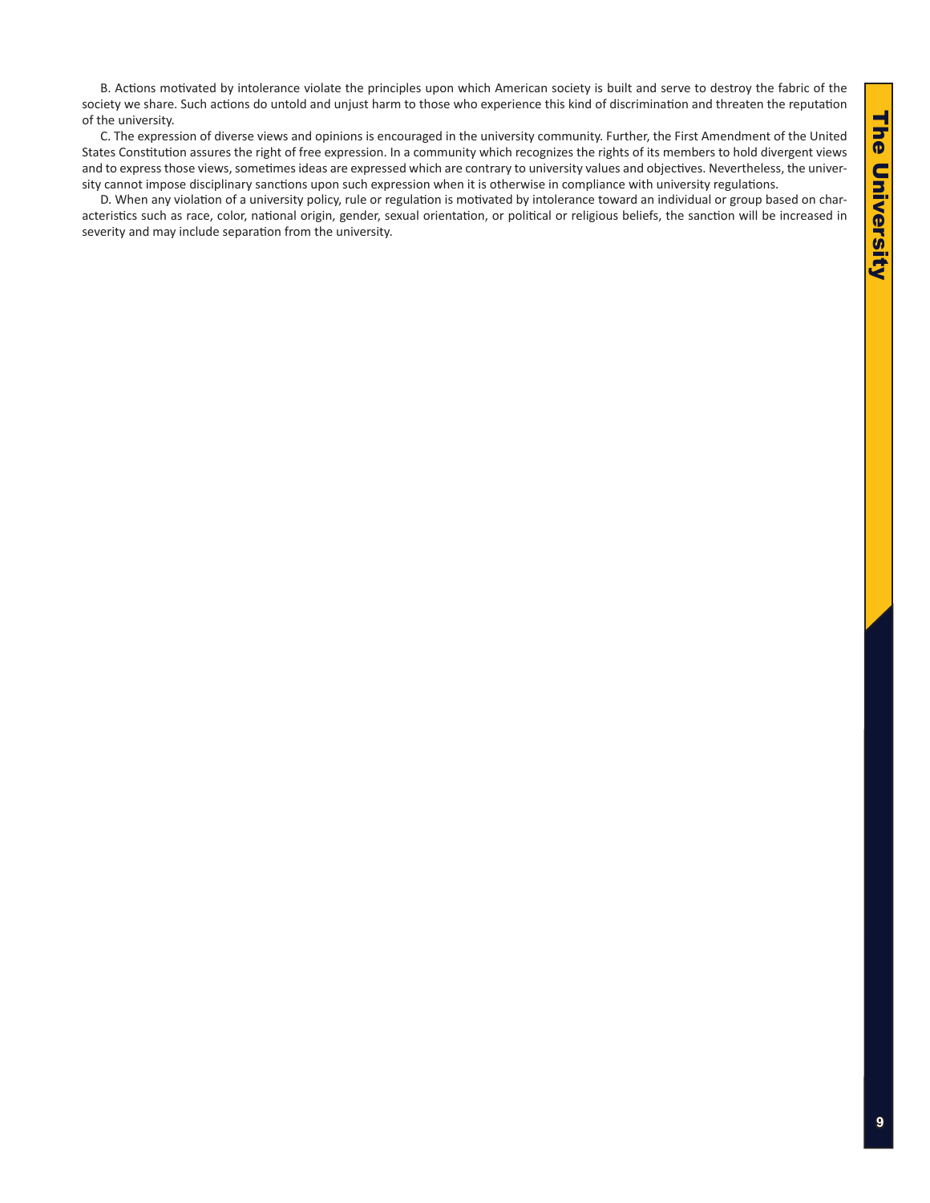B. Actions motivated by intolerance violate the principles upon which American society is built and serve to destroy the fabric of the society we share. Such actions do untold and unjust harm to those who experience this kind of discrimination and threaten the reputation of the university.

C. The expression of diverse views and opinions is encouraged in the university community. Further, the First Amendment of the United States Constitution assures the right of free expression. In a community which recognizes the rights of its members to hold divergent views and to express those views, sometimes ideas are expressed which are contrary to university values and objectives. Nevertheless, the university cannot impose disciplinary sanctions upon such expression when it is otherwise in compliance with university regulations.

D. When any violation of a university policy, rule or regulation is motivated by intolerance toward an individual or group based on characteristics such as race, color, national origin, gender, sexual orientation, or political or religious beliefs, the sanction will be increased in severity and may include separation from the university.